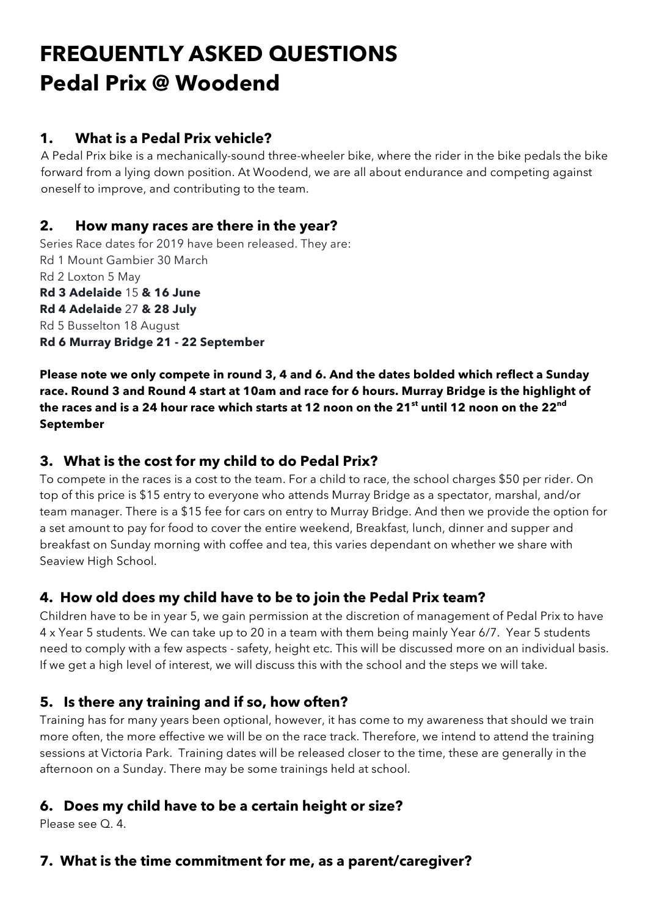# FREQUENTLY ASKED QUESTIONS
# Pedal Prix @ Woodend

## 1. What is a Pedal Prix vehicle?

A Pedal Prix bike is a mechanically-sound three-wheeler bike, where the rider in the bike pedals the bike forward from a lying down position. At Woodend, we are all about endurance and competing against oneself to improve, and contributing to the team.

## 2. How many races are there in the year?

Series Race dates for 2019 have been released. They are:
Rd 1 Mount Gambier 30 March
Rd 2 Loxton 5 May
**Rd 3 Adelaide** 15 **& 16 June**
**Rd 4 Adelaide** 27 **& 28 July**
Rd 5 Busselton 18 August
**Rd 6 Murray Bridge 21 - 22 September**

**Please note we only compete in round 3, 4 and 6. And the dates bolded which reflect a Sunday race. Round 3 and Round 4 start at 10am and race for 6 hours. Murray Bridge is the highlight of the races and is a 24 hour race which starts at 12 noon on the 21st until 12 noon on the 22nd September**

## 3. What is the cost for my child to do Pedal Prix?

To compete in the races is a cost to the team. For a child to race, the school charges $50 per rider. On top of this price is $15 entry to everyone who attends Murray Bridge as a spectator, marshal, and/or team manager. There is a $15 fee for cars on entry to Murray Bridge. And then we provide the option for a set amount to pay for food to cover the entire weekend, Breakfast, lunch, dinner and supper and breakfast on Sunday morning with coffee and tea, this varies dependant on whether we share with Seaview High School.

## 4. How old does my child have to be to join the Pedal Prix team?

Children have to be in year 5, we gain permission at the discretion of management of Pedal Prix to have 4 x Year 5 students. We can take up to 20 in a team with them being mainly Year 6/7. Year 5 students need to comply with a few aspects - safety, height etc. This will be discussed more on an individual basis. If we get a high level of interest, we will discuss this with the school and the steps we will take.

## 5. Is there any training and if so, how often?

Training has for many years been optional, however, it has come to my awareness that should we train more often, the more effective we will be on the race track. Therefore, we intend to attend the training sessions at Victoria Park. Training dates will be released closer to the time, these are generally in the afternoon on a Sunday. There may be some trainings held at school.

## 6. Does my child have to be a certain height or size?

Please see Q. 4.

## 7. What is the time commitment for me, as a parent/caregiver?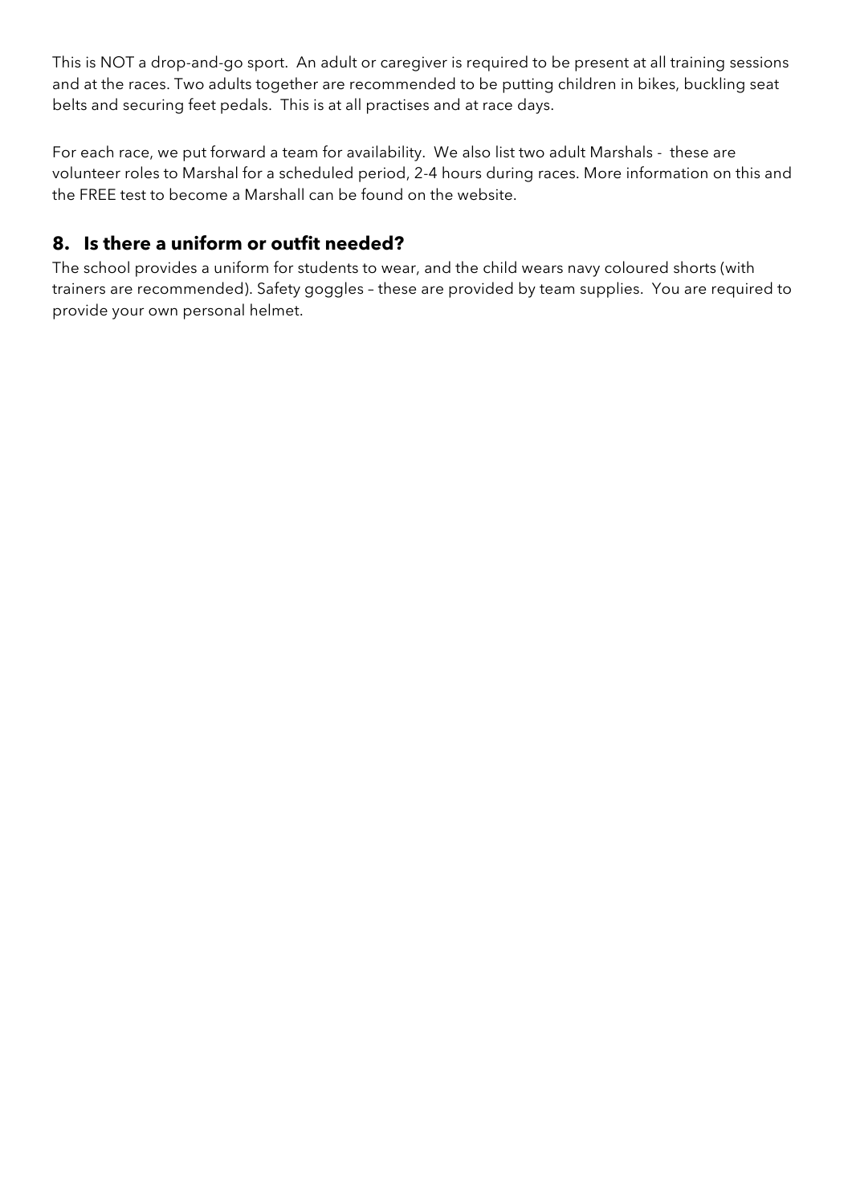This is NOT a drop-and-go sport. An adult or caregiver is required to be present at all training sessions and at the races. Two adults together are recommended to be putting children in bikes, buckling seat belts and securing feet pedals. This is at all practises and at race days.

For each race, we put forward a team for availability. We also list two adult Marshals - these are volunteer roles to Marshal for a scheduled period, 2-4 hours during races. More information on this and the FREE test to become a Marshall can be found on the website.

## 8. Is there a uniform or outfit needed?

The school provides a uniform for students to wear, and the child wears navy coloured shorts (with trainers are recommended). Safety goggles – these are provided by team supplies. You are required to provide your own personal helmet.